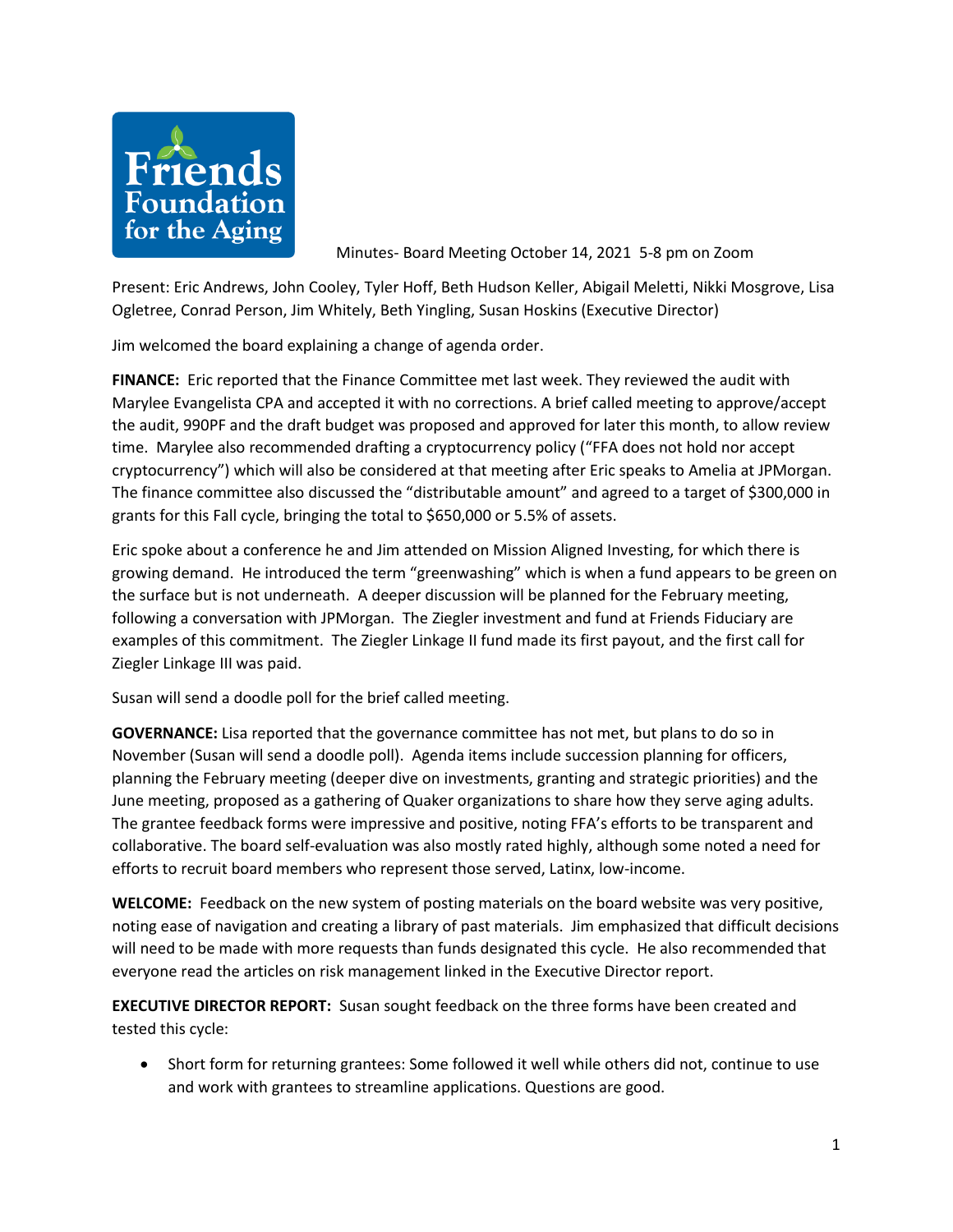Friends Foundation for the Aging

Minutes- Board Meeting October 14, 2021 5-8 pm on Zoom

Present: Eric Andrews, John Cooley, Tyler Hoff, Beth Hudson Keller, Abigail Meletti, Nikki Mosgrove, Lisa Ogletree, Conrad Person, Jim Whitely, Beth Yingling, Susan Hoskins (Executive Director)

Jim welcomed the board explaining a change of agenda order.

**FINANCE:** Eric reported that the Finance Committee met last week. They reviewed the audit with Marylee Evangelista CPA and accepted it with no corrections. A brief called meeting to approve/accept the audit, 990PF and the draft budget was proposed and approved for later this month, to allow review time. Marylee also recommended drafting a cryptocurrency policy ("FFA does not hold nor accept cryptocurrency") which will also be considered at that meeting after Eric speaks to Amelia at JPMorgan. The finance committee also discussed the "distributable amount" and agreed to a target of $300,000 in grants for this Fall cycle, bringing the total to $650,000 or 5.5% of assets.

Eric spoke about a conference he and Jim attended on Mission Aligned Investing, for which there is growing demand. He introduced the term "greenwashing" which is when a fund appears to be green on the surface but is not underneath. A deeper discussion will be planned for the February meeting, following a conversation with JPMorgan. The Ziegler investment and fund at Friends Fiduciary are examples of this commitment. The Ziegler Linkage II fund made its first payout, and the first call for Ziegler Linkage III was paid.

Susan will send a doodle poll for the brief called meeting.

**GOVERNANCE:** Lisa reported that the governance committee has not met, but plans to do so in November (Susan will send a doodle poll). Agenda items include succession planning for officers, planning the February meeting (deeper dive on investments, granting and strategic priorities) and the June meeting, proposed as a gathering of Quaker organizations to share how they serve aging adults. The grantee feedback forms were impressive and positive, noting FFA's efforts to be transparent and collaborative. The board self-evaluation was also mostly rated highly, although some noted a need for efforts to recruit board members who represent those served, Latinx, low-income.

**WELCOME:** Feedback on the new system of posting materials on the board website was very positive, noting ease of navigation and creating a library of past materials. Jim emphasized that difficult decisions will need to be made with more requests than funds designated this cycle. He also recommended that everyone read the articles on risk management linked in the Executive Director report.

**EXECUTIVE DIRECTOR REPORT:** Susan sought feedback on the three forms have been created and tested this cycle:

- Short form for returning grantees: Some followed it well while others did not, continue to use and work with grantees to streamline applications. Questions are good.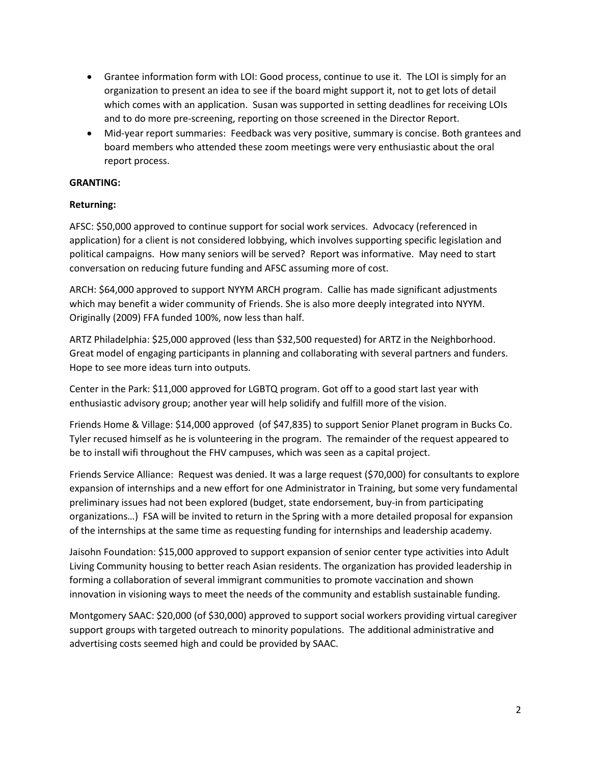- Grantee information form with LOI: Good process, continue to use it. The LOI is simply for an organization to present an idea to see if the board might support it, not to get lots of detail which comes with an application. Susan was supported in setting deadlines for receiving LOIs and to do more pre-screening, reporting on those screened in the Director Report.
- Mid-year report summaries: Feedback was very positive, summary is concise. Both grantees and board members who attended these zoom meetings were very enthusiastic about the oral report process.

**GRANTING:**

**Returning:**

AFSC: $50,000 approved to continue support for social work services. Advocacy (referenced in application) for a client is not considered lobbying, which involves supporting specific legislation and political campaigns. How many seniors will be served? Report was informative. May need to start conversation on reducing future funding and AFSC assuming more of cost.

ARCH: $64,000 approved to support NYYM ARCH program. Callie has made significant adjustments which may benefit a wider community of Friends. She is also more deeply integrated into NYYM. Originally (2009) FFA funded 100%, now less than half.

ARTZ Philadelphia: $25,000 approved (less than $32,500 requested) for ARTZ in the Neighborhood. Great model of engaging participants in planning and collaborating with several partners and funders. Hope to see more ideas turn into outputs.

Center in the Park: $11,000 approved for LGBTQ program. Got off to a good start last year with enthusiastic advisory group; another year will help solidify and fulfill more of the vision.

Friends Home & Village: $14,000 approved (of $47,835) to support Senior Planet program in Bucks Co. Tyler recused himself as he is volunteering in the program. The remainder of the request appeared to be to install wifi throughout the FHV campuses, which was seen as a capital project.

Friends Service Alliance: Request was denied. It was a large request ($70,000) for consultants to explore expansion of internships and a new effort for one Administrator in Training, but some very fundamental preliminary issues had not been explored (budget, state endorsement, buy-in from participating organizations…) FSA will be invited to return in the Spring with a more detailed proposal for expansion of the internships at the same time as requesting funding for internships and leadership academy.

Jaisohn Foundation: $15,000 approved to support expansion of senior center type activities into Adult Living Community housing to better reach Asian residents. The organization has provided leadership in forming a collaboration of several immigrant communities to promote vaccination and shown innovation in visioning ways to meet the needs of the community and establish sustainable funding.

Montgomery SAAC: $20,000 (of $30,000) approved to support social workers providing virtual caregiver support groups with targeted outreach to minority populations. The additional administrative and advertising costs seemed high and could be provided by SAAC.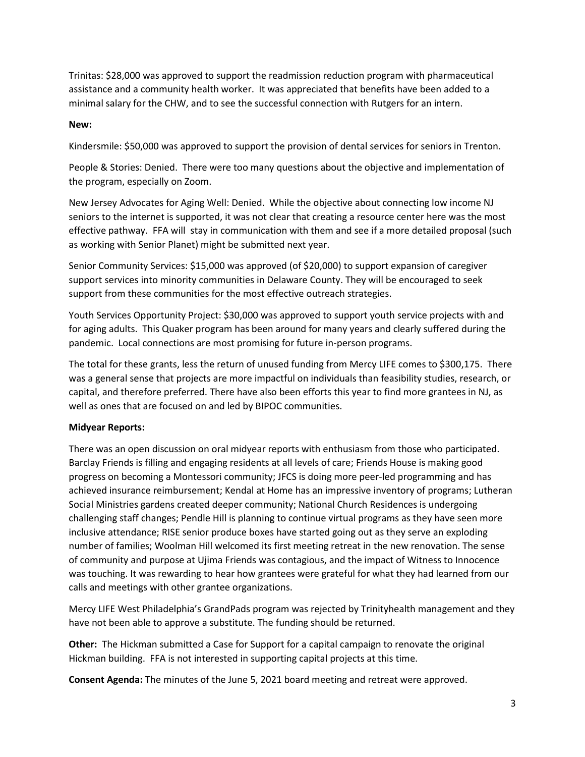Trinitas: $28,000 was approved to support the readmission reduction program with pharmaceutical assistance and a community health worker. It was appreciated that benefits have been added to a minimal salary for the CHW, and to see the successful connection with Rutgers for an intern.

**New:**

Kindersmile: $50,000 was approved to support the provision of dental services for seniors in Trenton.

People & Stories: Denied. There were too many questions about the objective and implementation of the program, especially on Zoom.

New Jersey Advocates for Aging Well: Denied. While the objective about connecting low income NJ seniors to the internet is supported, it was not clear that creating a resource center here was the most effective pathway. FFA will stay in communication with them and see if a more detailed proposal (such as working with Senior Planet) might be submitted next year.

Senior Community Services: $15,000 was approved (of $20,000) to support expansion of caregiver support services into minority communities in Delaware County. They will be encouraged to seek support from these communities for the most effective outreach strategies.

Youth Services Opportunity Project: $30,000 was approved to support youth service projects with and for aging adults. This Quaker program has been around for many years and clearly suffered during the pandemic. Local connections are most promising for future in-person programs.

The total for these grants, less the return of unused funding from Mercy LIFE comes to $300,175. There was a general sense that projects are more impactful on individuals than feasibility studies, research, or capital, and therefore preferred. There have also been efforts this year to find more grantees in NJ, as well as ones that are focused on and led by BIPOC communities.

**Midyear Reports:**

There was an open discussion on oral midyear reports with enthusiasm from those who participated. Barclay Friends is filling and engaging residents at all levels of care; Friends House is making good progress on becoming a Montessori community; JFCS is doing more peer-led programming and has achieved insurance reimbursement; Kendal at Home has an impressive inventory of programs; Lutheran Social Ministries gardens created deeper community; National Church Residences is undergoing challenging staff changes; Pendle Hill is planning to continue virtual programs as they have seen more inclusive attendance; RISE senior produce boxes have started going out as they serve an exploding number of families; Woolman Hill welcomed its first meeting retreat in the new renovation. The sense of community and purpose at Ujima Friends was contagious, and the impact of Witness to Innocence was touching. It was rewarding to hear how grantees were grateful for what they had learned from our calls and meetings with other grantee organizations.

Mercy LIFE West Philadelphia's GrandPads program was rejected by Trinityhealth management and they have not been able to approve a substitute. The funding should be returned.

**Other:** The Hickman submitted a Case for Support for a capital campaign to renovate the original Hickman building. FFA is not interested in supporting capital projects at this time.

**Consent Agenda:** The minutes of the June 5, 2021 board meeting and retreat were approved.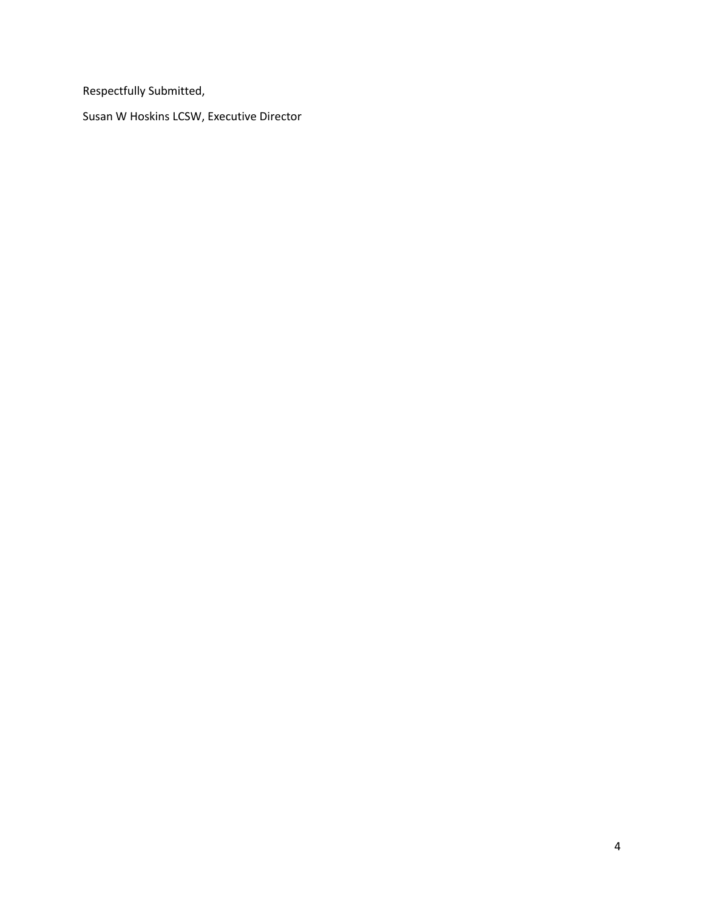Respectfully Submitted,

Susan W Hoskins LCSW, Executive Director